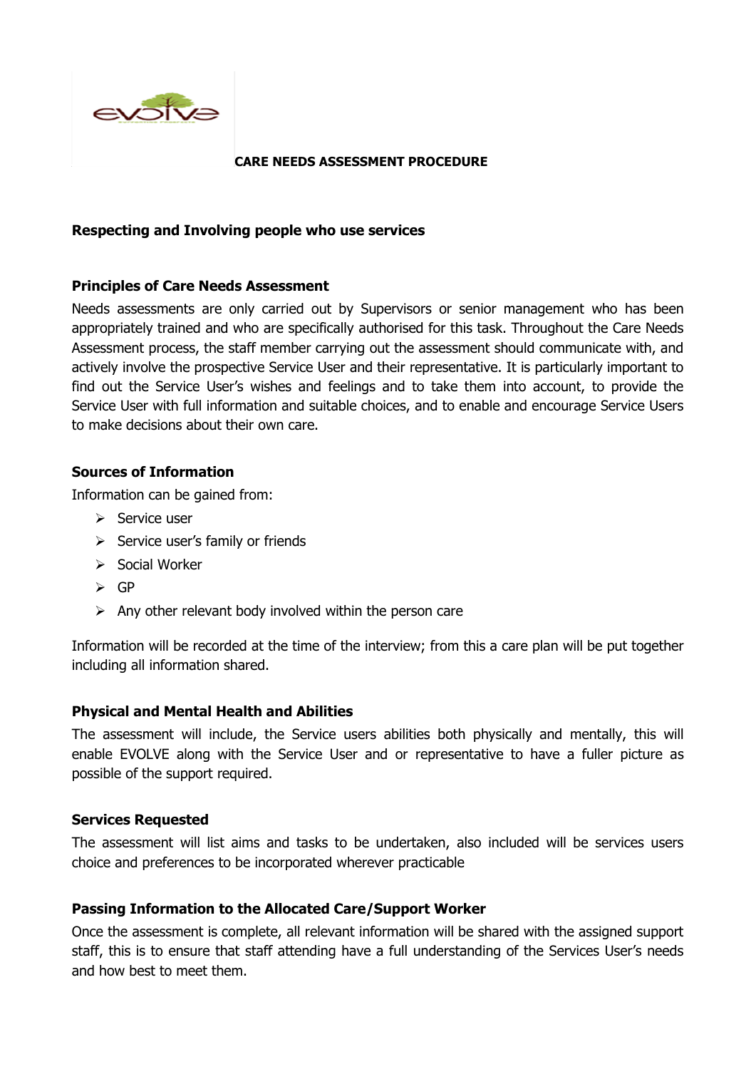# CARE NEEDS ASSESSMENT PROCEDURE

## Respecting and Involving people who use services

### Principles of Care Needs Assessment

Needs assessments are only carried out by Supervisors or senior management who has been appropriately trained and who are specifically authorised for this task. Throughout the Care Needs Assessment process, the staff member carrying out the assessment should communicate with, and actively involve the prospective Service User and their representative. It is particularly important to find out the Service User's wishes and feelings and to take them into account, to provide the Service User with full information and suitable choices, and to enable and encourage Service Users to make decisions about their own care.

### Sources of Information

Information can be gained from:

- Service user
- Service user's family or friends
- Social Worker
- GP
- Any other relevant body involved within the person care

Information will be recorded at the time of the interview; from this a care plan will be put together including all information shared.

### Physical and Mental Health and Abilities

The assessment will include, the Service users abilities both physically and mentally, this will enable EVOLVE along with the Service User and or representative to have a fuller picture as possible of the support required.

### Services Requested

The assessment will list aims and tasks to be undertaken, also included will be services users choice and preferences to be incorporated wherever practicable

### Passing Information to the Allocated Care/Support Worker

Once the assessment is complete, all relevant information will be shared with the assigned support staff, this is to ensure that staff attending have a full understanding of the Services User's needs and how best to meet them.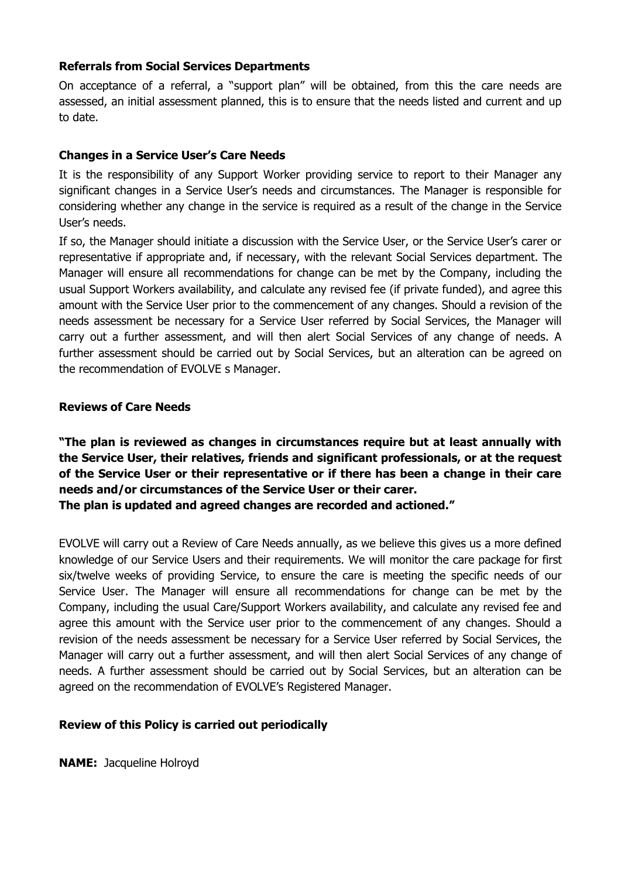**Referrals from Social Services Departments**

On acceptance of a referral, a "support plan" will be obtained, from this the care needs are assessed, an initial assessment planned, this is to ensure that the needs listed and current and up to date.

**Changes in a Service User's Care Needs**

It is the responsibility of any Support Worker providing service to report to their Manager any significant changes in a Service User's needs and circumstances. The Manager is responsible for considering whether any change in the service is required as a result of the change in the Service User's needs.

If so, the Manager should initiate a discussion with the Service User, or the Service User's carer or representative if appropriate and, if necessary, with the relevant Social Services department. The Manager will ensure all recommendations for change can be met by the Company, including the usual Support Workers availability, and calculate any revised fee (if private funded), and agree this amount with the Service User prior to the commencement of any changes. Should a revision of the needs assessment be necessary for a Service User referred by Social Services, the Manager will carry out a further assessment, and will then alert Social Services of any change of needs. A further assessment should be carried out by Social Services, but an alteration can be agreed on the recommendation of EVOLVE s Manager.

**Reviews of Care Needs**

**"The plan is reviewed as changes in circumstances require but at least annually with the Service User, their relatives, friends and significant professionals, or at the request of the Service User or their representative or if there has been a change in their care needs and/or circumstances of the Service User or their carer.**
**The plan is updated and agreed changes are recorded and actioned."**

EVOLVE will carry out a Review of Care Needs annually, as we believe this gives us a more defined knowledge of our Service Users and their requirements. We will monitor the care package for first six/twelve weeks of providing Service, to ensure the care is meeting the specific needs of our Service User. The Manager will ensure all recommendations for change can be met by the Company, including the usual Care/Support Workers availability, and calculate any revised fee and agree this amount with the Service user prior to the commencement of any changes. Should a revision of the needs assessment be necessary for a Service User referred by Social Services, the Manager will carry out a further assessment, and will then alert Social Services of any change of needs. A further assessment should be carried out by Social Services, but an alteration can be agreed on the recommendation of EVOLVE's Registered Manager.

**Review of this Policy is carried out periodically**

**NAME:** Jacqueline Holroyd